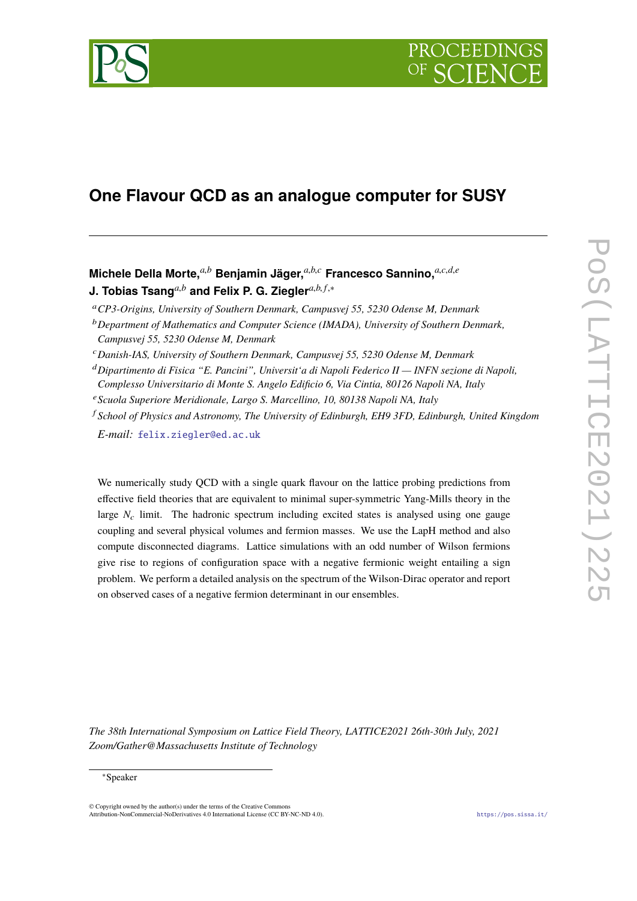# One Flavour QCD as an analogue computer for SUSY

**Michele Della Morte,**[a,b] **Benjamin Jäger,**[a,b,c] **Francesco Sannino,**[a,c,d,e] **J. Tobias Tsang**[a,b] **and Felix P. G. Ziegler**[a,b,f,*]

[a] *CP3-Origins, University of Southern Denmark, Campusvej 55, 5230 Odense M, Denmark*

[b] *Department of Mathematics and Computer Science (IMADA), University of Southern Denmark, Campusvej 55, 5230 Odense M, Denmark*

[c] *Danish-IAS, University of Southern Denmark, Campusvej 55, 5230 Odense M, Denmark*

[d] *Dipartimento di Fisica "E. Pancini", Universit'a di Napoli Federico II — INFN sezione di Napoli, Complesso Universitario di Monte S. Angelo Edificio 6, Via Cintia, 80126 Napoli NA, Italy*

[e] *Scuola Superiore Meridionale, Largo S. Marcellino, 10, 80138 Napoli NA, Italy*

[f] *School of Physics and Astronomy, The University of Edinburgh, EH9 3FD, Edinburgh, United Kingdom*

*E-mail:* felix.ziegler@ed.ac.uk

We numerically study QCD with a single quark flavour on the lattice probing predictions from effective field theories that are equivalent to minimal super-symmetric Yang-Mills theory in the large $N_c$ limit. The hadronic spectrum including excited states is analysed using one gauge coupling and several physical volumes and fermion masses. We use the LapH method and also compute disconnected diagrams. Lattice simulations with an odd number of Wilson fermions give rise to regions of configuration space with a negative fermionic weight entailing a sign problem. We perform a detailed analysis on the spectrum of the Wilson-Dirac operator and report on observed cases of a negative fermion determinant in our ensembles.

*The 38th International Symposium on Lattice Field Theory, LATTICE2021 26th-30th July, 2021 Zoom/Gather@Massachusetts Institute of Technology*

*Speaker

© Copyright owned by the author(s) under the terms of the Creative Commons Attribution-NonCommercial-NoDerivatives 4.0 International License (CC BY-NC-ND 4.0).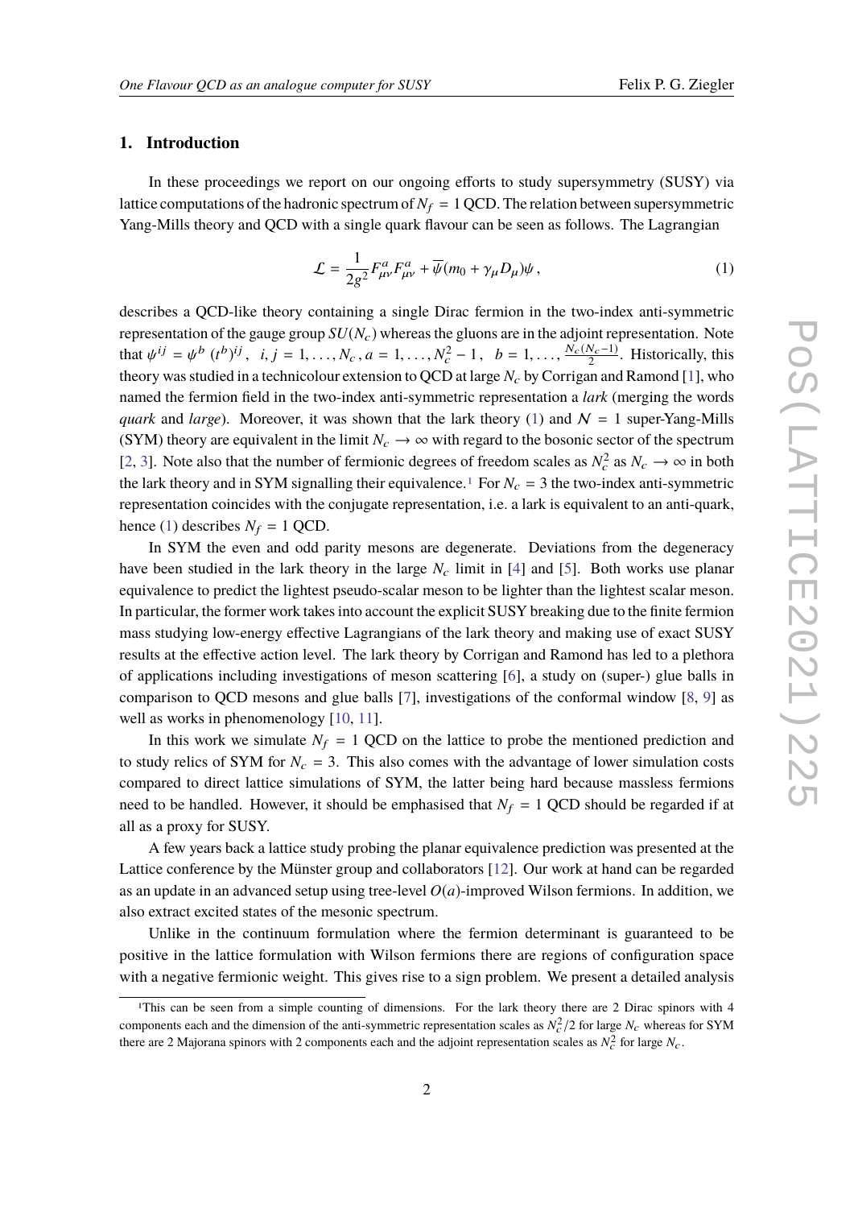## 1. Introduction

In these proceedings we report on our ongoing efforts to study supersymmetry (SUSY) via lattice computations of the hadronic spectrum of $N_f = 1$ QCD. The relation between supersymmetric Yang-Mills theory and QCD with a single quark flavour can be seen as follows. The Lagrangian

$$\mathcal{L} = \frac{1}{2g^2} F^a_{\mu\nu} F^a_{\mu\nu} + \overline{\psi}(m_0 + \gamma_\mu D_\mu)\psi \,, \tag{1}$$

describes a QCD-like theory containing a single Dirac fermion in the two-index anti-symmetric representation of the gauge group $SU(N_c)$ whereas the gluons are in the adjoint representation. Note that $\psi^{ij} = \psi^b \, (t^b)^{ij}$, $i, j = 1, \ldots, N_c$, $a = 1, \ldots, N_c^2 - 1$, $b = 1, \ldots, \frac{N_c(N_c-1)}{2}$. Historically, this theory was studied in a technicolour extension to QCD at large $N_c$ by Corrigan and Ramond [1], who named the fermion field in the two-index anti-symmetric representation a *lark* (merging the words *quark* and *large*). Moreover, it was shown that the lark theory (1) and $\mathcal{N} = 1$ super-Yang-Mills (SYM) theory are equivalent in the limit $N_c \to \infty$ with regard to the bosonic sector of the spectrum [2, 3]. Note also that the number of fermionic degrees of freedom scales as $N_c^2$ as $N_c \to \infty$ in both the lark theory and in SYM signalling their equivalence.[1] For $N_c = 3$ the two-index anti-symmetric representation coincides with the conjugate representation, i.e. a lark is equivalent to an anti-quark, hence (1) describes $N_f = 1$ QCD.

In SYM the even and odd parity mesons are degenerate. Deviations from the degeneracy have been studied in the lark theory in the large $N_c$ limit in [4] and [5]. Both works use planar equivalence to predict the lightest pseudo-scalar meson to be lighter than the lightest scalar meson. In particular, the former work takes into account the explicit SUSY breaking due to the finite fermion mass studying low-energy effective Lagrangians of the lark theory and making use of exact SUSY results at the effective action level. The lark theory by Corrigan and Ramond has led to a plethora of applications including investigations of meson scattering [6], a study on (super-) glue balls in comparison to QCD mesons and glue balls [7], investigations of the conformal window [8, 9] as well as works in phenomenology [10, 11].

In this work we simulate $N_f = 1$ QCD on the lattice to probe the mentioned prediction and to study relics of SYM for $N_c = 3$. This also comes with the advantage of lower simulation costs compared to direct lattice simulations of SYM, the latter being hard because massless fermions need to be handled. However, it should be emphasised that $N_f = 1$ QCD should be regarded if at all as a proxy for SUSY.

A few years back a lattice study probing the planar equivalence prediction was presented at the Lattice conference by the Münster group and collaborators [12]. Our work at hand can be regarded as an update in an advanced setup using tree-level $O(a)$-improved Wilson fermions. In addition, we also extract excited states of the mesonic spectrum.

Unlike in the continuum formulation where the fermion determinant is guaranteed to be positive in the lattice formulation with Wilson fermions there are regions of configuration space with a negative fermionic weight. This gives rise to a sign problem. We present a detailed analysis

[1] This can be seen from a simple counting of dimensions. For the lark theory there are 2 Dirac spinors with 4 components each and the dimension of the anti-symmetric representation scales as $N_c^2/2$ for large $N_c$ whereas for SYM there are 2 Majorana spinors with 2 components each and the adjoint representation scales as $N_c^2$ for large $N_c$.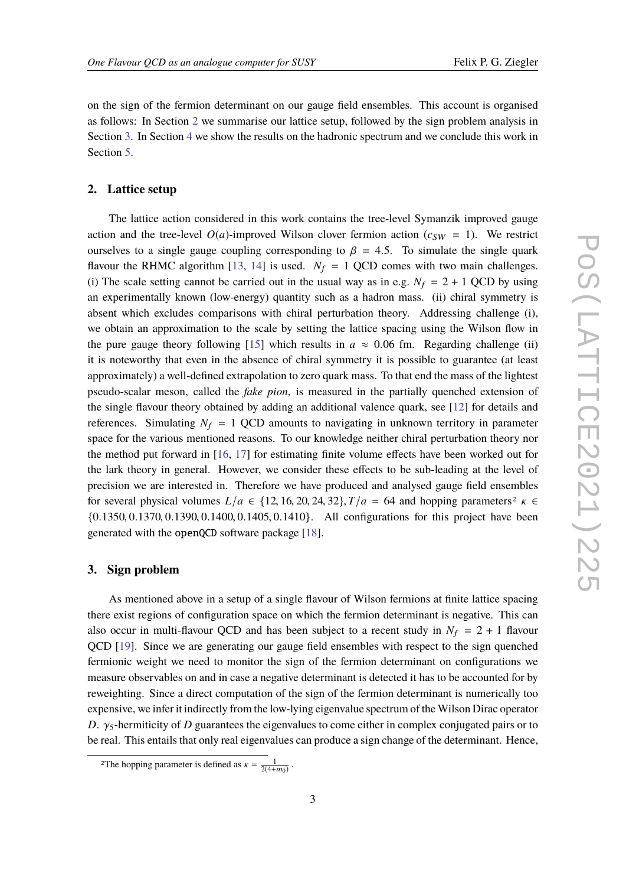on the sign of the fermion determinant on our gauge field ensembles. This account is organised as follows: In Section 2 we summarise our lattice setup, followed by the sign problem analysis in Section 3. In Section 4 we show the results on the hadronic spectrum and we conclude this work in Section 5.

## 2. Lattice setup

The lattice action considered in this work contains the tree-level Symanzik improved gauge action and the tree-level $O(a)$-improved Wilson clover fermion action ($c_{SW} = 1$). We restrict ourselves to a single gauge coupling corresponding to $\beta = 4.5$. To simulate the single quark flavour the RHMC algorithm [13, 14] is used. $N_f = 1$ QCD comes with two main challenges. (i) The scale setting cannot be carried out in the usual way as in e.g. $N_f = 2 + 1$ QCD by using an experimentally known (low-energy) quantity such as a hadron mass. (ii) chiral symmetry is absent which excludes comparisons with chiral perturbation theory. Addressing challenge (i), we obtain an approximation to the scale by setting the lattice spacing using the Wilson flow in the pure gauge theory following [15] which results in $a \approx 0.06$ fm. Regarding challenge (ii) it is noteworthy that even in the absence of chiral symmetry it is possible to guarantee (at least approximately) a well-defined extrapolation to zero quark mass. To that end the mass of the lightest pseudo-scalar meson, called the *fake pion*, is measured in the partially quenched extension of the single flavour theory obtained by adding an additional valence quark, see [12] for details and references. Simulating $N_f = 1$ QCD amounts to navigating in unknown territory in parameter space for the various mentioned reasons. To our knowledge neither chiral perturbation theory nor the method put forward in [16, 17] for estimating finite volume effects have been worked out for the lark theory in general. However, we consider these effects to be sub-leading at the level of precision we are interested in. Therefore we have produced and analysed gauge field ensembles for several physical volumes $L/a \in \{12, 16, 20, 24, 32\}, T/a = 64$ and hopping parameters[2] $\kappa \in \{0.1350, 0.1370, 0.1390, 0.1400, 0.1405, 0.1410\}$. All configurations for this project have been generated with the `openQCD` software package [18].

## 3. Sign problem

As mentioned above in a setup of a single flavour of Wilson fermions at finite lattice spacing there exist regions of configuration space on which the fermion determinant is negative. This can also occur in multi-flavour QCD and has been subject to a recent study in $N_f = 2 + 1$ flavour QCD [19]. Since we are generating our gauge field ensembles with respect to the sign quenched fermionic weight we need to monitor the sign of the fermion determinant on configurations we measure observables on and in case a negative determinant is detected it has to be accounted for by reweighting. Since a direct computation of the sign of the fermion determinant is numerically too expensive, we infer it indirectly from the low-lying eigenvalue spectrum of the Wilson Dirac operator $D$. $\gamma_5$-hermiticity of $D$ guarantees the eigenvalues to come either in complex conjugated pairs or to be real. This entails that only real eigenvalues can produce a sign change of the determinant. Hence,

[2] The hopping parameter is defined as $\kappa = \frac{1}{2(4+m_0)}$.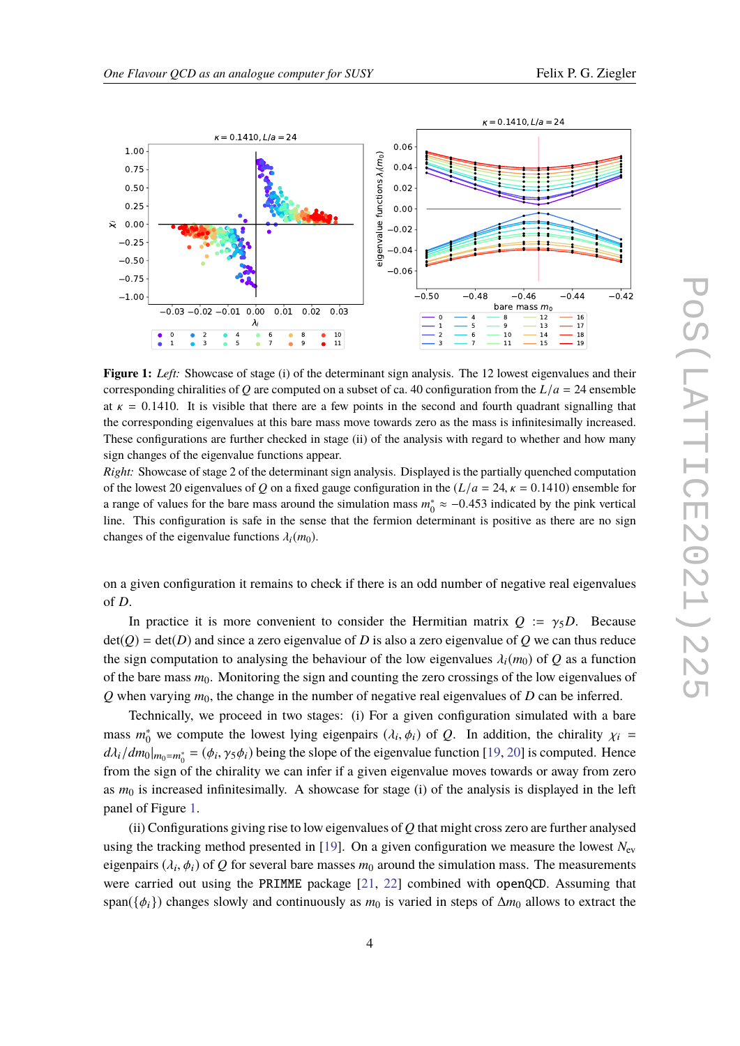$\kappa = 0.1410, L/a = 24$

1.00
0.75
0.50
0.25
$\chi_i$ 0.00
−0.25
−0.50
−0.75
−1.00

−0.03 −0.02 −0.01 0.00 0.01 0.02 0.03
$\lambda_i$

0 1 2 3 4 5 6 7 8 9 10 11

$\kappa = 0.1410, L/a = 24$

0.06
0.04
0.02
0.00
−0.02
−0.04
−0.06

eigenvalue functions $\lambda_i(m_0)$

−0.50 −0.48 −0.46 −0.44 −0.42
bare mass $m_0$

0 1 2 3 4 5 6 7 8 9 10 11 12 13 14 15 16 17 18 19

**Figure 1:** *Left:* Showcase of stage (i) of the determinant sign analysis. The 12 lowest eigenvalues and their corresponding chiralities of $Q$ are computed on a subset of ca. 40 configuration from the $L/a = 24$ ensemble at $\kappa = 0.1410$. It is visible that there are a few points in the second and fourth quadrant signalling that the corresponding eigenvalues at this bare mass move towards zero as the mass is infinitesimally increased. These configurations are further checked in stage (ii) of the analysis with regard to whether and how many sign changes of the eigenvalue functions appear.
*Right:* Showcase of stage 2 of the determinant sign analysis. Displayed is the partially quenched computation of the lowest 20 eigenvalues of $Q$ on a fixed gauge configuration in the $(L/a = 24, \kappa = 0.1410)$ ensemble for a range of values for the bare mass around the simulation mass $m_0^* \approx -0.453$ indicated by the pink vertical line. This configuration is safe in the sense that the fermion determinant is positive as there are no sign changes of the eigenvalue functions $\lambda_i(m_0)$.

on a given configuration it remains to check if there is an odd number of negative real eigenvalues of $D$.

In practice it is more convenient to consider the Hermitian matrix $Q := \gamma_5 D$. Because $\det(Q) = \det(D)$ and since a zero eigenvalue of $D$ is also a zero eigenvalue of $Q$ we can thus reduce the sign computation to analysing the behaviour of the low eigenvalues $\lambda_i(m_0)$ of $Q$ as a function of the bare mass $m_0$. Monitoring the sign and counting the zero crossings of the low eigenvalues of $Q$ when varying $m_0$, the change in the number of negative real eigenvalues of $D$ can be inferred.

Technically, we proceed in two stages: (i) For a given configuration simulated with a bare mass $m_0^*$ we compute the lowest lying eigenpairs $(\lambda_i, \phi_i)$ of $Q$. In addition, the chirality $\chi_i = d\lambda_i/dm_0|_{m_0=m_0^*} = (\phi_i, \gamma_5\phi_i)$ being the slope of the eigenvalue function [19, 20] is computed. Hence from the sign of the chirality we can infer if a given eigenvalue moves towards or away from zero as $m_0$ is increased infinitesimally. A showcase for stage (i) of the analysis is displayed in the left panel of Figure 1.

(ii) Configurations giving rise to low eigenvalues of $Q$ that might cross zero are further analysed using the tracking method presented in [19]. On a given configuration we measure the lowest $N_{\text{ev}}$ eigenpairs $(\lambda_i, \phi_i)$ of $Q$ for several bare masses $m_0$ around the simulation mass. The measurements were carried out using the `PRIMME` package [21, 22] combined with `openQCD`. Assuming that $\text{span}(\{\phi_i\})$ changes slowly and continuously as $m_0$ is varied in steps of $\Delta m_0$ allows to extract the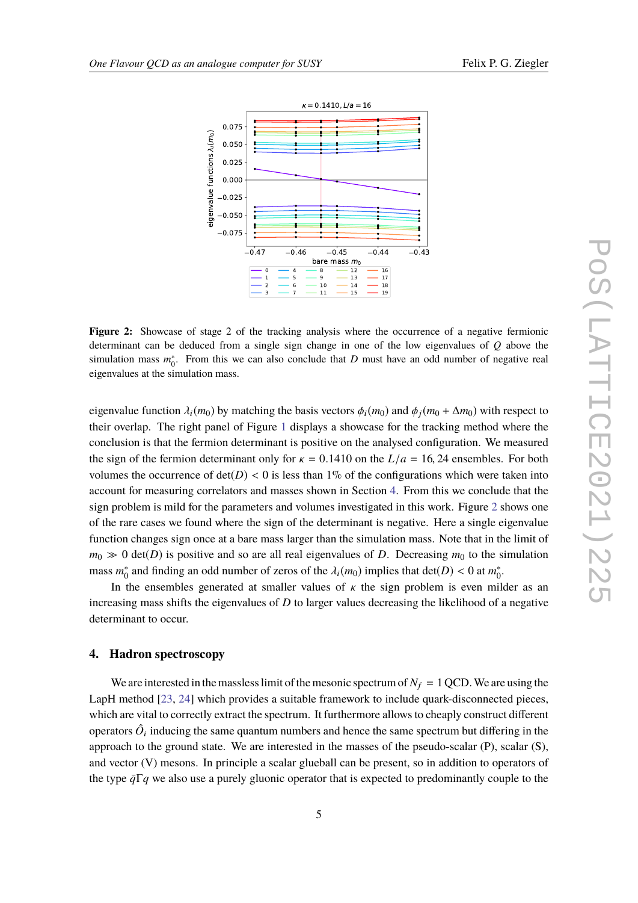$\kappa = 0.1410, L/a = 16$

eigenvalue functions $\lambda_i(m_0)$

0.075
0.050
0.025
0.000
−0.025
−0.050
−0.075

−0.47 −0.46 −0.45 −0.44 −0.43

bare mass $m_0$

0 1 2 3 4 5 6 7 8 9 10 11 12 13 14 15 16 17 18 19

**Figure 2:** Showcase of stage 2 of the tracking analysis where the occurrence of a negative fermionic determinant can be deduced from a single sign change in one of the low eigenvalues of $Q$ above the simulation mass $m_0^*$. From this we can also conclude that $D$ must have an odd number of negative real eigenvalues at the simulation mass.

eigenvalue function $\lambda_i(m_0)$ by matching the basis vectors $\phi_i(m_0)$ and $\phi_j(m_0 + \Delta m_0)$ with respect to their overlap. The right panel of Figure 1 displays a showcase for the tracking method where the conclusion is that the fermion determinant is positive on the analysed configuration. We measured the sign of the fermion determinant only for $\kappa = 0.1410$ on the $L/a = 16, 24$ ensembles. For both volumes the occurrence of $\det(D) < 0$ is less than 1% of the configurations which were taken into account for measuring correlators and masses shown in Section 4. From this we conclude that the sign problem is mild for the parameters and volumes investigated in this work. Figure 2 shows one of the rare cases we found where the sign of the determinant is negative. Here a single eigenvalue function changes sign once at a bare mass larger than the simulation mass. Note that in the limit of $m_0 \gg 0$ $\det(D)$ is positive and so are all real eigenvalues of $D$. Decreasing $m_0$ to the simulation mass $m_0^*$ and finding an odd number of zeros of the $\lambda_i(m_0)$ implies that $\det(D) < 0$ at $m_0^*$.

In the ensembles generated at smaller values of $\kappa$ the sign problem is even milder as an increasing mass shifts the eigenvalues of $D$ to larger values decreasing the likelihood of a negative determinant to occur.

## 4. Hadron spectroscopy

We are interested in the massless limit of the mesonic spectrum of $N_f = 1$ QCD. We are using the LapH method [23, 24] which provides a suitable framework to include quark-disconnected pieces, which are vital to correctly extract the spectrum. It furthermore allows to cheaply construct different operators $\hat{O}_i$ inducing the same quantum numbers and hence the same spectrum but differing in the approach to the ground state. We are interested in the masses of the pseudo-scalar (P), scalar (S), and vector (V) mesons. In principle a scalar glueball can be present, so in addition to operators of the type $\bar{q}\Gamma q$ we also use a purely gluonic operator that is expected to predominantly couple to the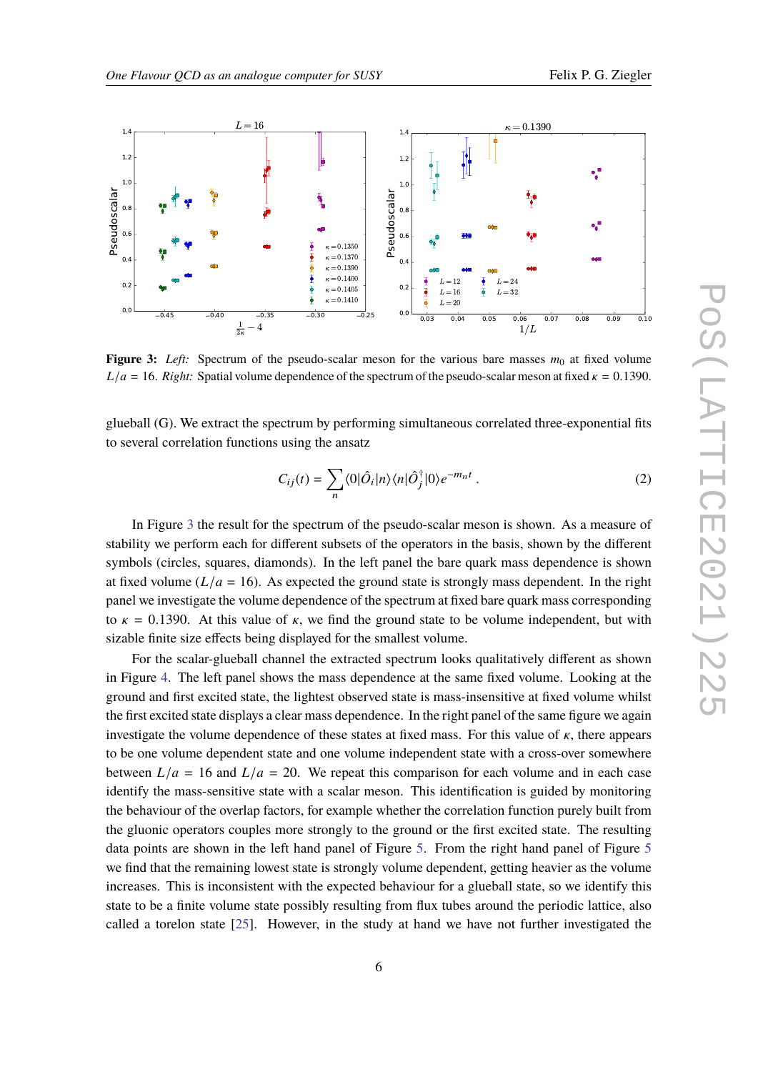L = 16

Pseudoscalar

1.4
1.2
1.0
0.8
0.6
0.4
0.2
0.0

−0.45 −0.40 −0.35 −0.30 −0.25

$\frac{1}{2\kappa} - 4$

$\kappa = 0.1350$
$\kappa = 0.1370$
$\kappa = 0.1390$
$\kappa = 0.1400$
$\kappa = 0.1405$
$\kappa = 0.1410$

$\kappa = 0.1390$

Pseudoscalar

1.4
1.2
1.0
0.8
0.6
0.4
0.2
0.0

0.03 0.04 0.05 0.06 0.07 0.08 0.09 0.10

$1/L$

$L = 12$
$L = 16$
$L = 20$
$L = 24$
$L = 32$

**Figure 3:** *Left:* Spectrum of the pseudo-scalar meson for the various bare masses $m_0$ at fixed volume $L/a = 16$. *Right:* Spatial volume dependence of the spectrum of the pseudo-scalar meson at fixed $\kappa = 0.1390$.

glueball (G). We extract the spectrum by performing simultaneous correlated three-exponential fits to several correlation functions using the ansatz

$$C_{ij}(t) = \sum_n \langle 0|\hat{O}_i|n\rangle\langle n|\hat{O}_j^\dagger|0\rangle e^{-m_n t} \,. \tag{2}$$

In Figure 3 the result for the spectrum of the pseudo-scalar meson is shown. As a measure of stability we perform each for different subsets of the operators in the basis, shown by the different symbols (circles, squares, diamonds). In the left panel the bare quark mass dependence is shown at fixed volume ($L/a = 16$). As expected the ground state is strongly mass dependent. In the right panel we investigate the volume dependence of the spectrum at fixed bare quark mass corresponding to $\kappa = 0.1390$. At this value of $\kappa$, we find the ground state to be volume independent, but with sizable finite size effects being displayed for the smallest volume.

For the scalar-glueball channel the extracted spectrum looks qualitatively different as shown in Figure 4. The left panel shows the mass dependence at the same fixed volume. Looking at the ground and first excited state, the lightest observed state is mass-insensitive at fixed volume whilst the first excited state displays a clear mass dependence. In the right panel of the same figure we again investigate the volume dependence of these states at fixed mass. For this value of $\kappa$, there appears to be one volume dependent state and one volume independent state with a cross-over somewhere between $L/a = 16$ and $L/a = 20$. We repeat this comparison for each volume and in each case identify the mass-sensitive state with a scalar meson. This identification is guided by monitoring the behaviour of the overlap factors, for example whether the correlation function purely built from the gluonic operators couples more strongly to the ground or the first excited state. The resulting data points are shown in the left hand panel of Figure 5. From the right hand panel of Figure 5 we find that the remaining lowest state is strongly volume dependent, getting heavier as the volume increases. This is inconsistent with the expected behaviour for a glueball state, so we identify this state to be a finite volume state possibly resulting from flux tubes around the periodic lattice, also called a torelon state [25]. However, in the study at hand we have not further investigated the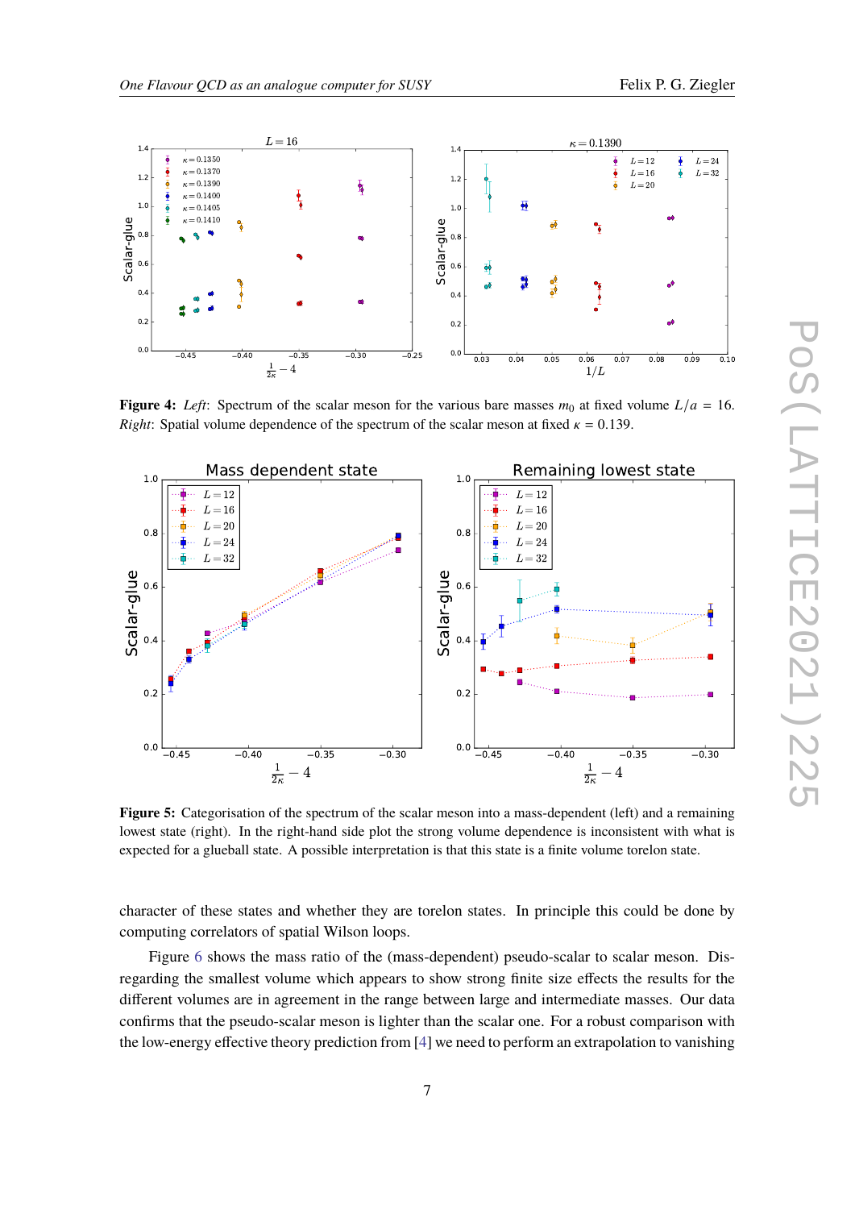**Figure 4:** *Left*: Spectrum of the scalar meson for the various bare masses $m_0$ at fixed volume $L/a = 16$. *Right*: Spatial volume dependence of the spectrum of the scalar meson at fixed $\kappa = 0.139$.

**Figure 5:** Categorisation of the spectrum of the scalar meson into a mass-dependent (left) and a remaining lowest state (right). In the right-hand side plot the strong volume dependence is inconsistent with what is expected for a glueball state. A possible interpretation is that this state is a finite volume torelon state.

character of these states and whether they are torelon states. In principle this could be done by computing correlators of spatial Wilson loops.

Figure 6 shows the mass ratio of the (mass-dependent) pseudo-scalar to scalar meson. Disregarding the smallest volume which appears to show strong finite size effects the results for the different volumes are in agreement in the range between large and intermediate masses. Our data confirms that the pseudo-scalar meson is lighter than the scalar one. For a robust comparison with the low-energy effective theory prediction from [4] we need to perform an extrapolation to vanishing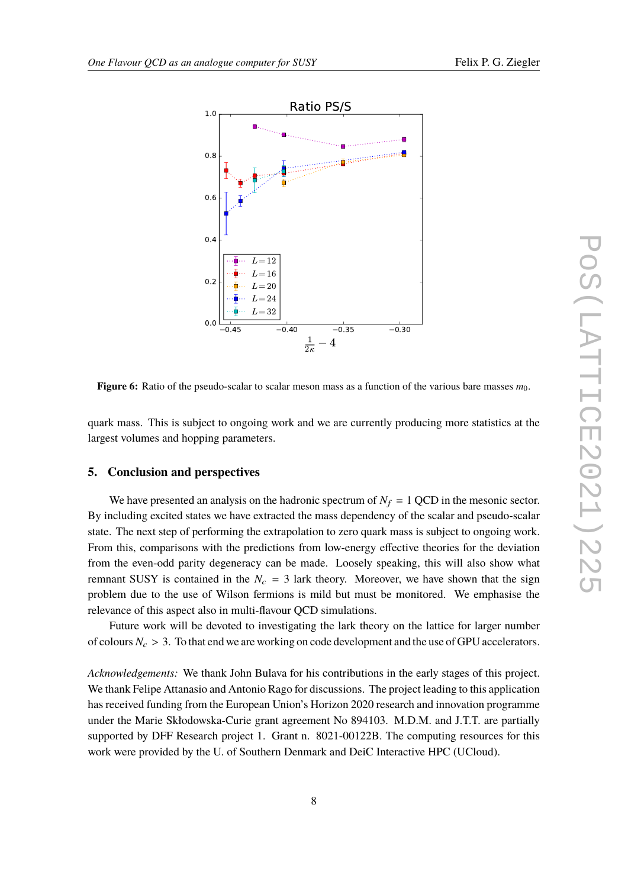**Figure 6:** Ratio of the pseudo-scalar to scalar meson mass as a function of the various bare masses $m_0$.

quark mass. This is subject to ongoing work and we are currently producing more statistics at the largest volumes and hopping parameters.

## 5. Conclusion and perspectives

We have presented an analysis on the hadronic spectrum of $N_f = 1$ QCD in the mesonic sector. By including excited states we have extracted the mass dependency of the scalar and pseudo-scalar state. The next step of performing the extrapolation to zero quark mass is subject to ongoing work. From this, comparisons with the predictions from low-energy effective theories for the deviation from the even-odd parity degeneracy can be made. Loosely speaking, this will also show what remnant SUSY is contained in the $N_c = 3$ lark theory. Moreover, we have shown that the sign problem due to the use of Wilson fermions is mild but must be monitored. We emphasise the relevance of this aspect also in multi-flavour QCD simulations.

Future work will be devoted to investigating the lark theory on the lattice for larger number of colours $N_c > 3$. To that end we are working on code development and the use of GPU accelerators.

*Acknowledgements:* We thank John Bulava for his contributions in the early stages of this project. We thank Felipe Attanasio and Antonio Rago for discussions. The project leading to this application has received funding from the European Union's Horizon 2020 research and innovation programme under the Marie Skłodowska-Curie grant agreement No 894103. M.D.M. and J.T.T. are partially supported by DFF Research project 1. Grant n. 8021-00122B. The computing resources for this work were provided by the U. of Southern Denmark and DeiC Interactive HPC (UCloud).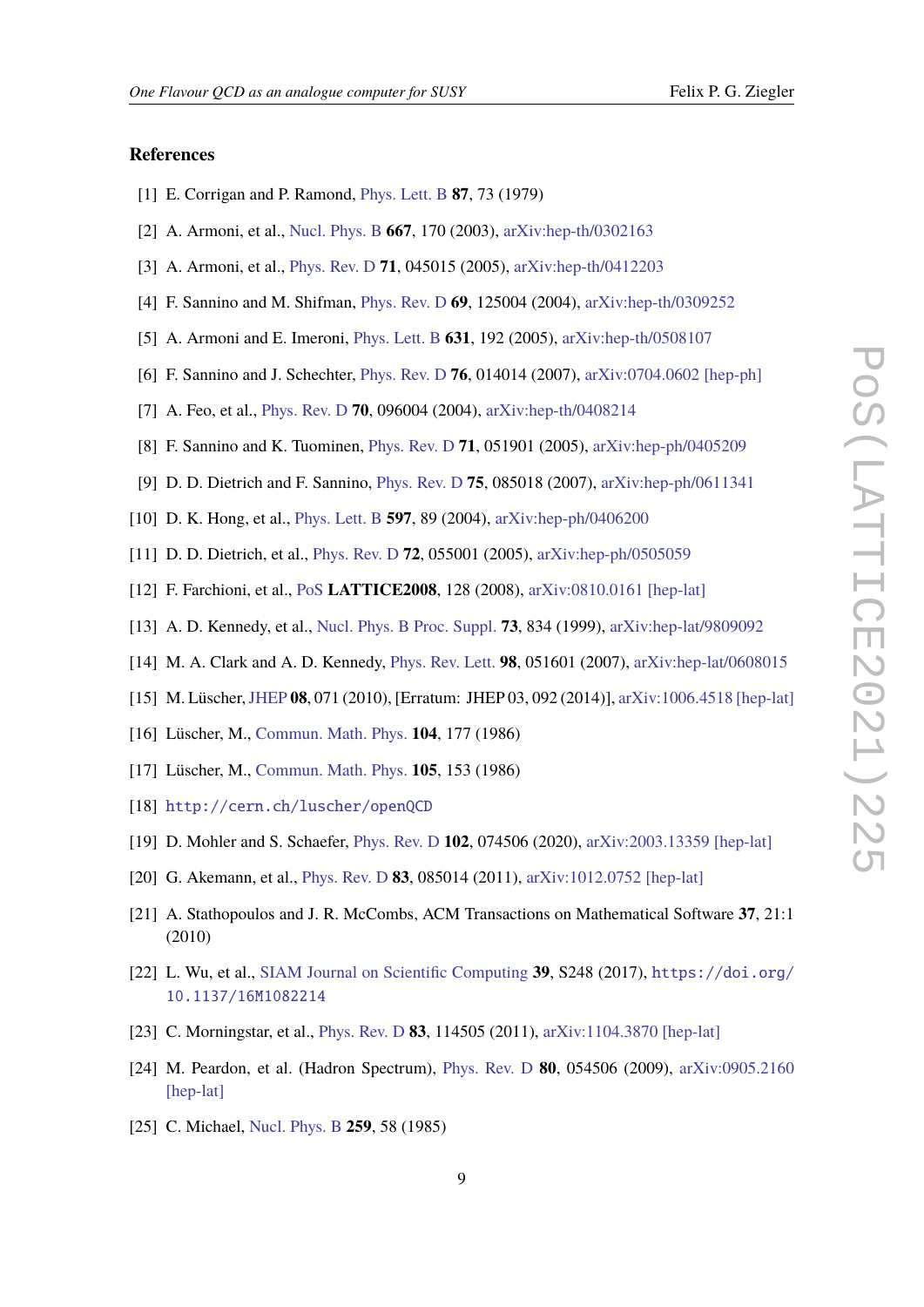## References

[1] E. Corrigan and P. Ramond, Phys. Lett. B **87**, 73 (1979)

[2] A. Armoni, et al., Nucl. Phys. B **667**, 170 (2003), arXiv:hep-th/0302163

[3] A. Armoni, et al., Phys. Rev. D **71**, 045015 (2005), arXiv:hep-th/0412203

[4] F. Sannino and M. Shifman, Phys. Rev. D **69**, 125004 (2004), arXiv:hep-th/0309252

[5] A. Armoni and E. Imeroni, Phys. Lett. B **631**, 192 (2005), arXiv:hep-th/0508107

[6] F. Sannino and J. Schechter, Phys. Rev. D **76**, 014014 (2007), arXiv:0704.0602 [hep-ph]

[7] A. Feo, et al., Phys. Rev. D **70**, 096004 (2004), arXiv:hep-th/0408214

[8] F. Sannino and K. Tuominen, Phys. Rev. D **71**, 051901 (2005), arXiv:hep-ph/0405209

[9] D. D. Dietrich and F. Sannino, Phys. Rev. D **75**, 085018 (2007), arXiv:hep-ph/0611341

[10] D. K. Hong, et al., Phys. Lett. B **597**, 89 (2004), arXiv:hep-ph/0406200

[11] D. D. Dietrich, et al., Phys. Rev. D **72**, 055001 (2005), arXiv:hep-ph/0505059

[12] F. Farchioni, et al., PoS **LATTICE2008**, 128 (2008), arXiv:0810.0161 [hep-lat]

[13] A. D. Kennedy, et al., Nucl. Phys. B Proc. Suppl. **73**, 834 (1999), arXiv:hep-lat/9809092

[14] M. A. Clark and A. D. Kennedy, Phys. Rev. Lett. **98**, 051601 (2007), arXiv:hep-lat/0608015

[15] M. Lüscher, JHEP **08**, 071 (2010), [Erratum: JHEP 03, 092 (2014)], arXiv:1006.4518 [hep-lat]

[16] Lüscher, M., Commun. Math. Phys. **104**, 177 (1986)

[17] Lüscher, M., Commun. Math. Phys. **105**, 153 (1986)

[18] `http://cern.ch/luscher/openQCD`

[19] D. Mohler and S. Schaefer, Phys. Rev. D **102**, 074506 (2020), arXiv:2003.13359 [hep-lat]

[20] G. Akemann, et al., Phys. Rev. D **83**, 085014 (2011), arXiv:1012.0752 [hep-lat]

[21] A. Stathopoulos and J. R. McCombs, ACM Transactions on Mathematical Software **37**, 21:1 (2010)

[22] L. Wu, et al., SIAM Journal on Scientific Computing **39**, S248 (2017), `https://doi.org/10.1137/16M1082214`

[23] C. Morningstar, et al., Phys. Rev. D **83**, 114505 (2011), arXiv:1104.3870 [hep-lat]

[24] M. Peardon, et al. (Hadron Spectrum), Phys. Rev. D **80**, 054506 (2009), arXiv:0905.2160 [hep-lat]

[25] C. Michael, Nucl. Phys. B **259**, 58 (1985)